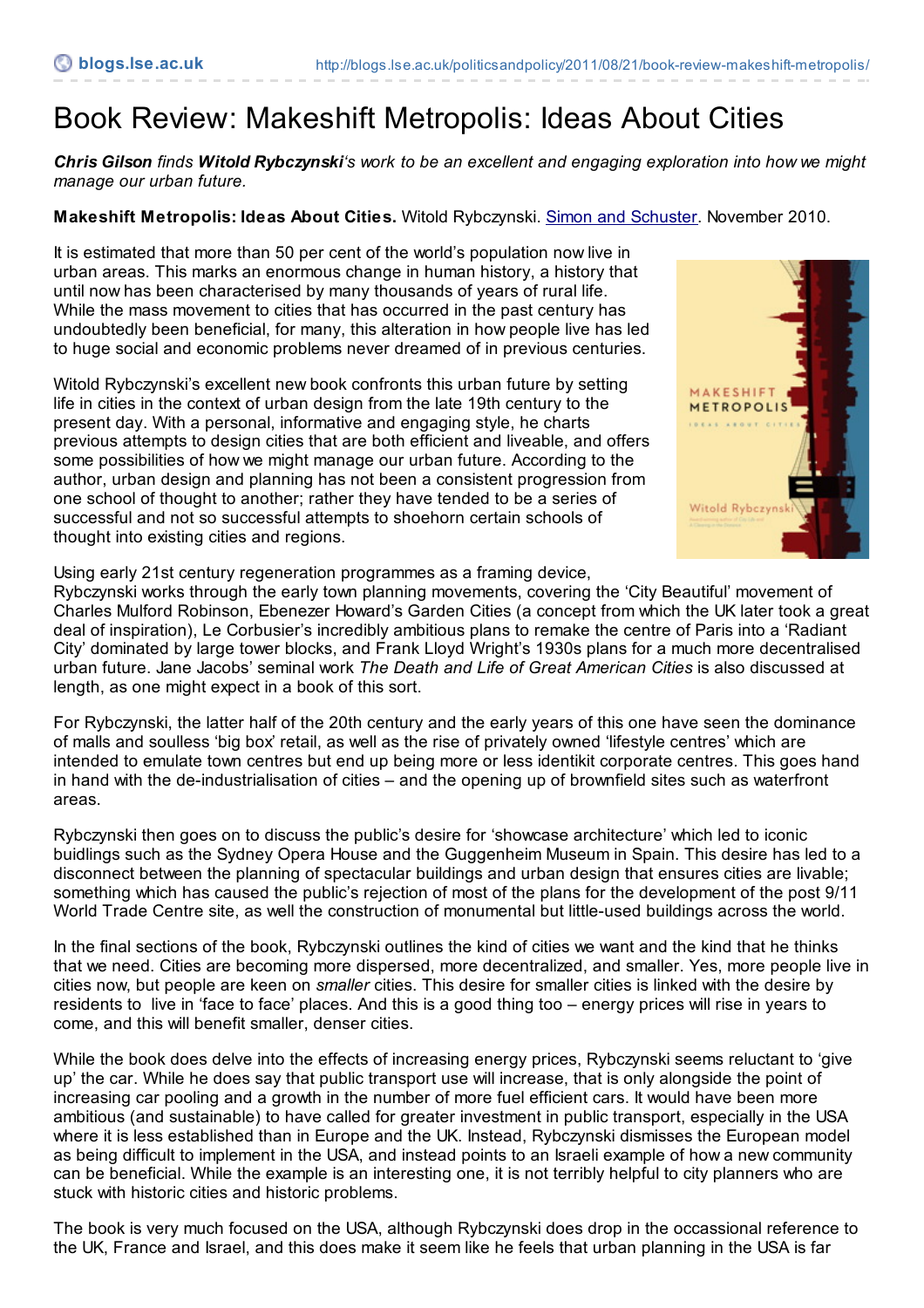# Book Review: Makeshift Metropolis: Ideas About Cities

***Chris Gilson** finds **Witold Rybczynski**'s work to be an excellent and engaging exploration into how we might manage our urban future.*

**Makeshift Metropolis: Ideas About Cities.** Witold Rybczynski. Simon and Schuster. November 2010.

It is estimated that more than 50 per cent of the world's population now live in urban areas. This marks an enormous change in human history, a history that until now has been characterised by many thousands of years of rural life. While the mass movement to cities that has occurred in the past century has undoubtedly been beneficial, for many, this alteration in how people live has led to huge social and economic problems never dreamed of in previous centuries.

Witold Rybczynski's excellent new book confronts this urban future by setting life in cities in the context of urban design from the late 19th century to the present day. With a personal, informative and engaging style, he charts previous attempts to design cities that are both efficient and liveable, and offers some possibilities of how we might manage our urban future. According to the author, urban design and planning has not been a consistent progression from one school of thought to another; rather they have tended to be a series of successful and not so successful attempts to shoehorn certain schools of thought into existing cities and regions.

Using early 21st century regeneration programmes as a framing device, Rybczynski works through the early town planning movements, covering the 'City Beautiful' movement of Charles Mulford Robinson, Ebenezer Howard's Garden Cities (a concept from which the UK later took a great deal of inspiration), Le Corbusier's incredibly ambitious plans to remake the centre of Paris into a 'Radiant City' dominated by large tower blocks, and Frank Lloyd Wright's 1930s plans for a much more decentralised urban future. Jane Jacobs' seminal work *The Death and Life of Great American Cities* is also discussed at length, as one might expect in a book of this sort.

For Rybczynski, the latter half of the 20th century and the early years of this one have seen the dominance of malls and soulless 'big box' retail, as well as the rise of privately owned 'lifestyle centres' which are intended to emulate town centres but end up being more or less identikit corporate centres. This goes hand in hand with the de-industrialisation of cities – and the opening up of brownfield sites such as waterfront areas.

Rybczynski then goes on to discuss the public's desire for 'showcase architecture' which led to iconic buidlings such as the Sydney Opera House and the Guggenheim Museum in Spain. This desire has led to a disconnect between the planning of spectacular buildings and urban design that ensures cities are livable; something which has caused the public's rejection of most of the plans for the development of the post 9/11 World Trade Centre site, as well the construction of monumental but little-used buildings across the world.

In the final sections of the book, Rybczynski outlines the kind of cities we want and the kind that he thinks that we need. Cities are becoming more dispersed, more decentralized, and smaller. Yes, more people live in cities now, but people are keen on *smaller* cities. This desire for smaller cities is linked with the desire by residents to live in 'face to face' places. And this is a good thing too – energy prices will rise in years to come, and this will benefit smaller, denser cities.

While the book does delve into the effects of increasing energy prices, Rybczynski seems reluctant to 'give up' the car. While he does say that public transport use will increase, that is only alongside the point of increasing car pooling and a growth in the number of more fuel efficient cars. It would have been more ambitious (and sustainable) to have called for greater investment in public transport, especially in the USA where it is less established than in Europe and the UK. Instead, Rybczynski dismisses the European model as being difficult to implement in the USA, and instead points to an Israeli example of how a new community can be beneficial. While the example is an interesting one, it is not terribly helpful to city planners who are stuck with historic cities and historic problems.

The book is very much focused on the USA, although Rybczynski does drop in the occassional reference to the UK, France and Israel, and this does make it seem like he feels that urban planning in the USA is far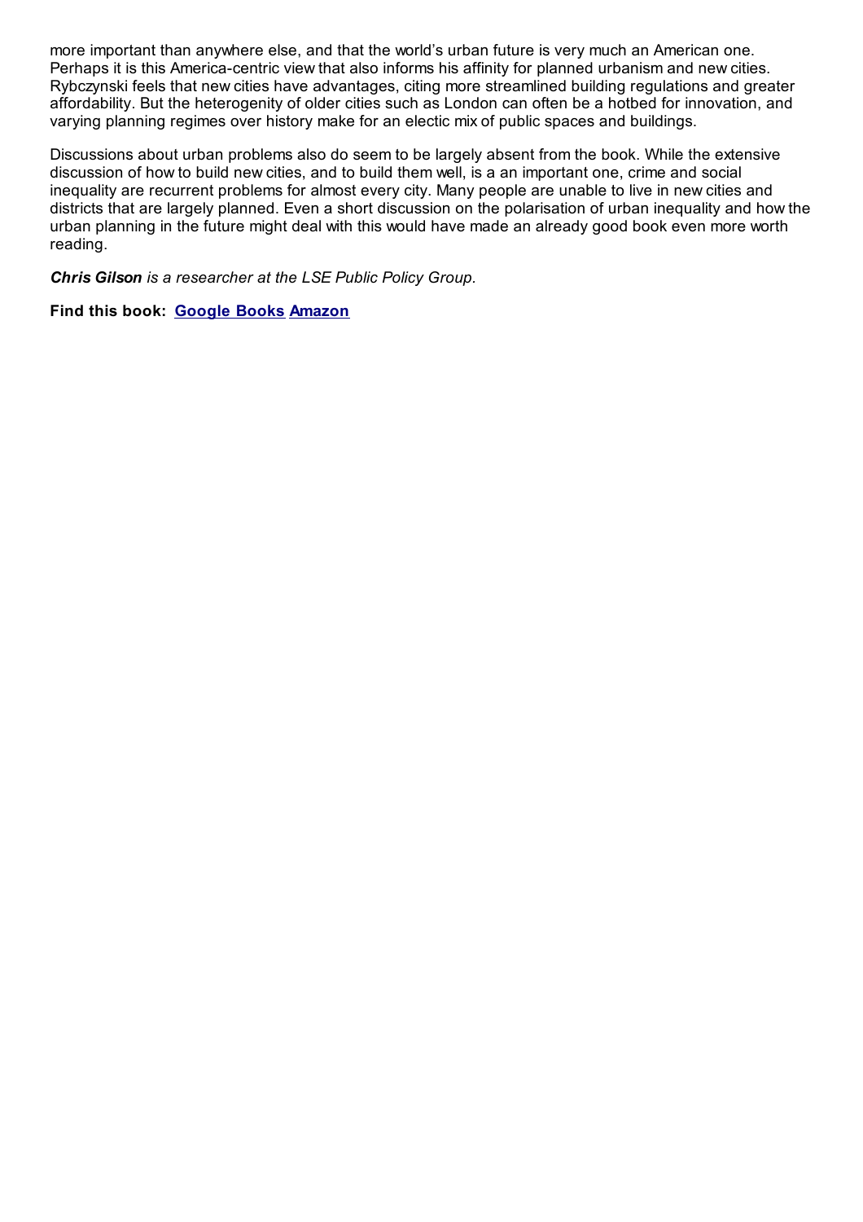more important than anywhere else, and that the world's urban future is very much an American one. Perhaps it is this America-centric view that also informs his affinity for planned urbanism and new cities. Rybczynski feels that new cities have advantages, citing more streamlined building regulations and greater affordability. But the heterogenity of older cities such as London can often be a hotbed for innovation, and varying planning regimes over history make for an electic mix of public spaces and buildings.

Discussions about urban problems also do seem to be largely absent from the book. While the extensive discussion of how to build new cities, and to build them well, is a an important one, crime and social inequality are recurrent problems for almost every city. Many people are unable to live in new cities and districts that are largely planned. Even a short discussion on the polarisation of urban inequality and how the urban planning in the future might deal with this would have made an already good book even more worth reading.

***Chris Gilson*** *is a researcher at the LSE Public Policy Group.*

**Find this book: Google Books Amazon**